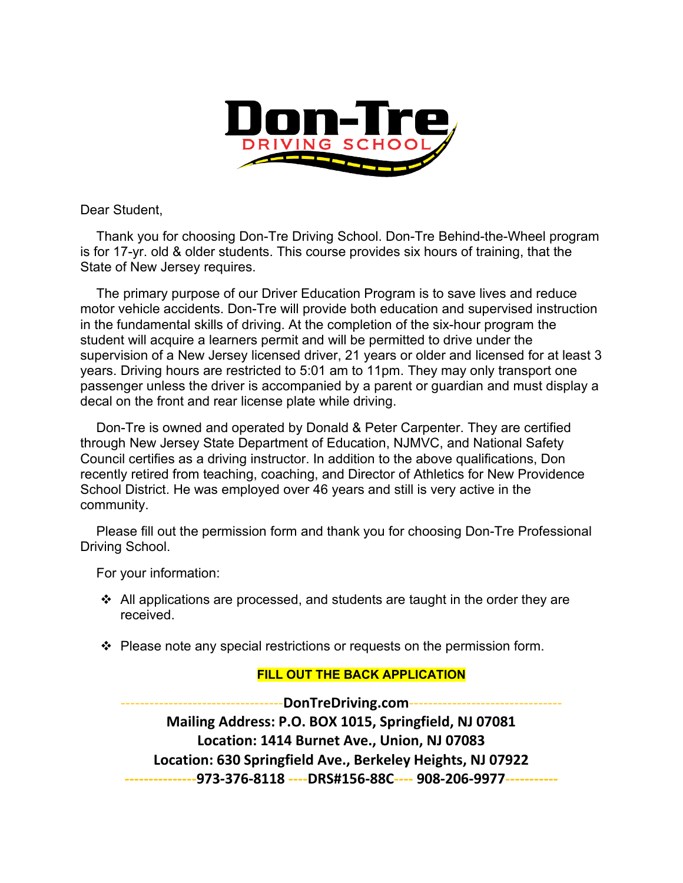# Don-Tre
## DRIVING SCHOOL

Dear Student,

Thank you for choosing Don-Tre Driving School. Don-Tre Behind-the-Wheel program is for 17-yr. old & older students. This course provides six hours of training, that the State of New Jersey requires.

The primary purpose of our Driver Education Program is to save lives and reduce motor vehicle accidents. Don-Tre will provide both education and supervised instruction in the fundamental skills of driving. At the completion of the six-hour program the student will acquire a learners permit and will be permitted to drive under the supervision of a New Jersey licensed driver, 21 years or older and licensed for at least 3 years. Driving hours are restricted to 5:01 am to 11pm. They may only transport one passenger unless the driver is accompanied by a parent or guardian and must display a decal on the front and rear license plate while driving.

Don-Tre is owned and operated by Donald & Peter Carpenter. They are certified through New Jersey State Department of Education, NJMVC, and National Safety Council certifies as a driving instructor. In addition to the above qualifications, Don recently retired from teaching, coaching, and Director of Athletics for New Providence School District. He was employed over 46 years and still is very active in the community.

Please fill out the permission form and thank you for choosing Don-Tre Professional Driving School.

For your information:

- All applications are processed, and students are taught in the order they are received.
- Please note any special restrictions or requests on the permission form.

**FILL OUT THE BACK APPLICATION**

**DonTreDriving.com**

**Mailing Address: P.O. BOX 1015, Springfield, NJ 07081**

**Location: 1414 Burnet Ave., Union, NJ 07083**

**Location: 630 Springfield Ave., Berkeley Heights, NJ 07922**

**973-376-8118 ----DRS#156-88C---- 908-206-9977**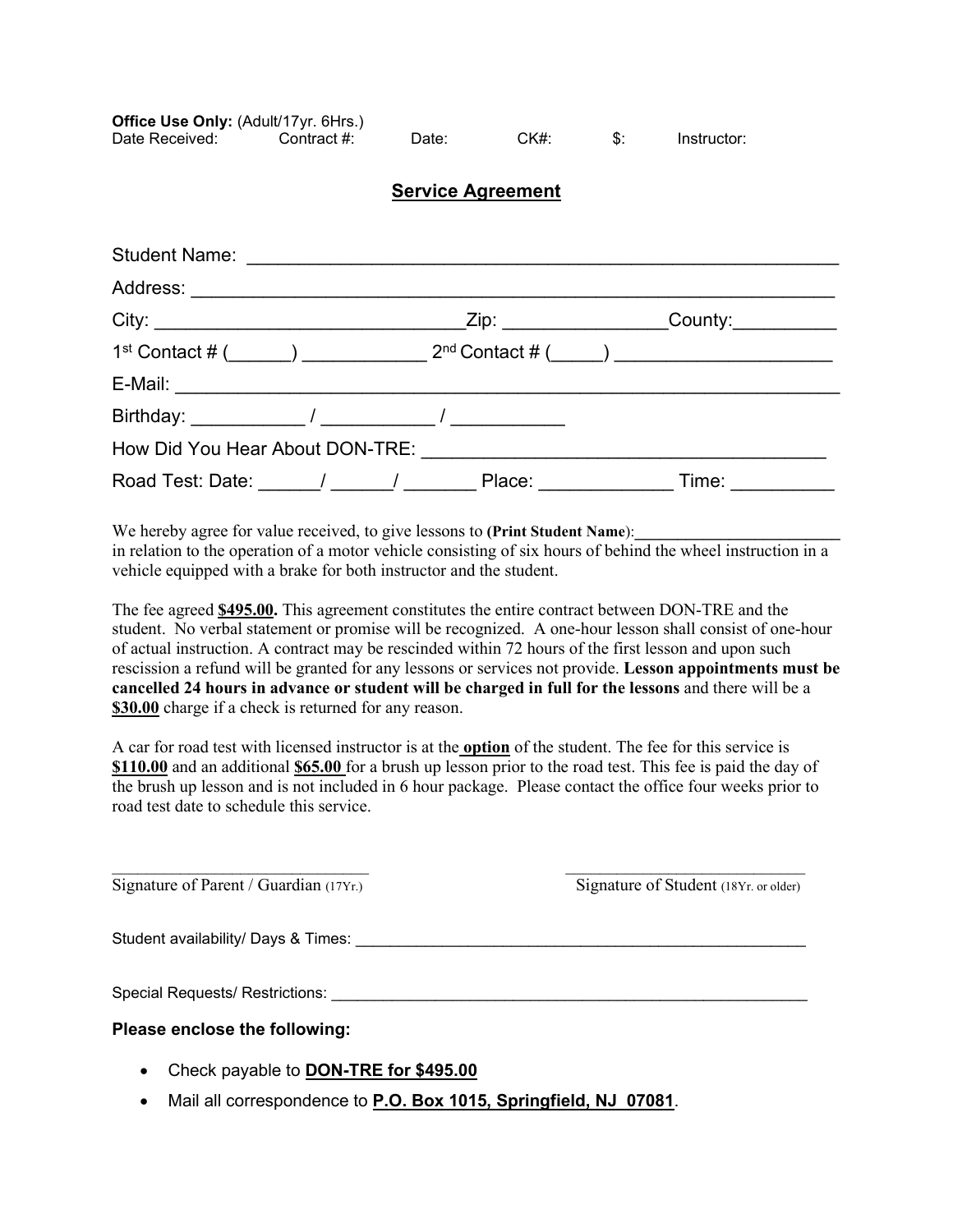**Office Use Only:** (Adult/17yr. 6Hrs.)
Date Received: Contract #: Date: CK#: $: Instructor:

## Service Agreement

Student Name: ____________________________________________________________

Address: ________________________________________________________________

City: ______________________________Zip: ________________County:__________

1st Contact # (______) ____________ 2nd Contact # (_____) _____________________

E-Mail: __________________________________________________________________

Birthday: ___________ / ___________ / ___________

How Did You Hear About DON-TRE: _______________________________________

Road Test: Date: ______/ ______/ _______ Place: _____________ Time: __________

We hereby agree for value received, to give lessons to **(Print Student Name)**:________________________ in relation to the operation of a motor vehicle consisting of six hours of behind the wheel instruction in a vehicle equipped with a brake for both instructor and the student.

The fee agreed **$495.00.** This agreement constitutes the entire contract between DON-TRE and the student. No verbal statement or promise will be recognized. A one-hour lesson shall consist of one-hour of actual instruction. A contract may be rescinded within 72 hours of the first lesson and upon such rescission a refund will be granted for any lessons or services not provide. **Lesson appointments must be cancelled 24 hours in advance or student will be charged in full for the lessons** and there will be a **$30.00** charge if a check is returned for any reason.

A car for road test with licensed instructor is at the **option** of the student. The fee for this service is **$110.00** and an additional **$65.00** for a brush up lesson prior to the road test. This fee is paid the day of the brush up lesson and is not included in 6 hour package. Please contact the office four weeks prior to road test date to schedule this service.

______________________________ ______________________________

Signature of Parent / Guardian (17Yr.) Signature of Student (18Yr. or older)

Student availability/ Days & Times: ______________________________________________________

Special Requests/ Restrictions: _________________________________________________________

**Please enclose the following:**

- Check payable to **DON-TRE for $495.00**
- Mail all correspondence to **P.O. Box 1015, Springfield, NJ 07081**.